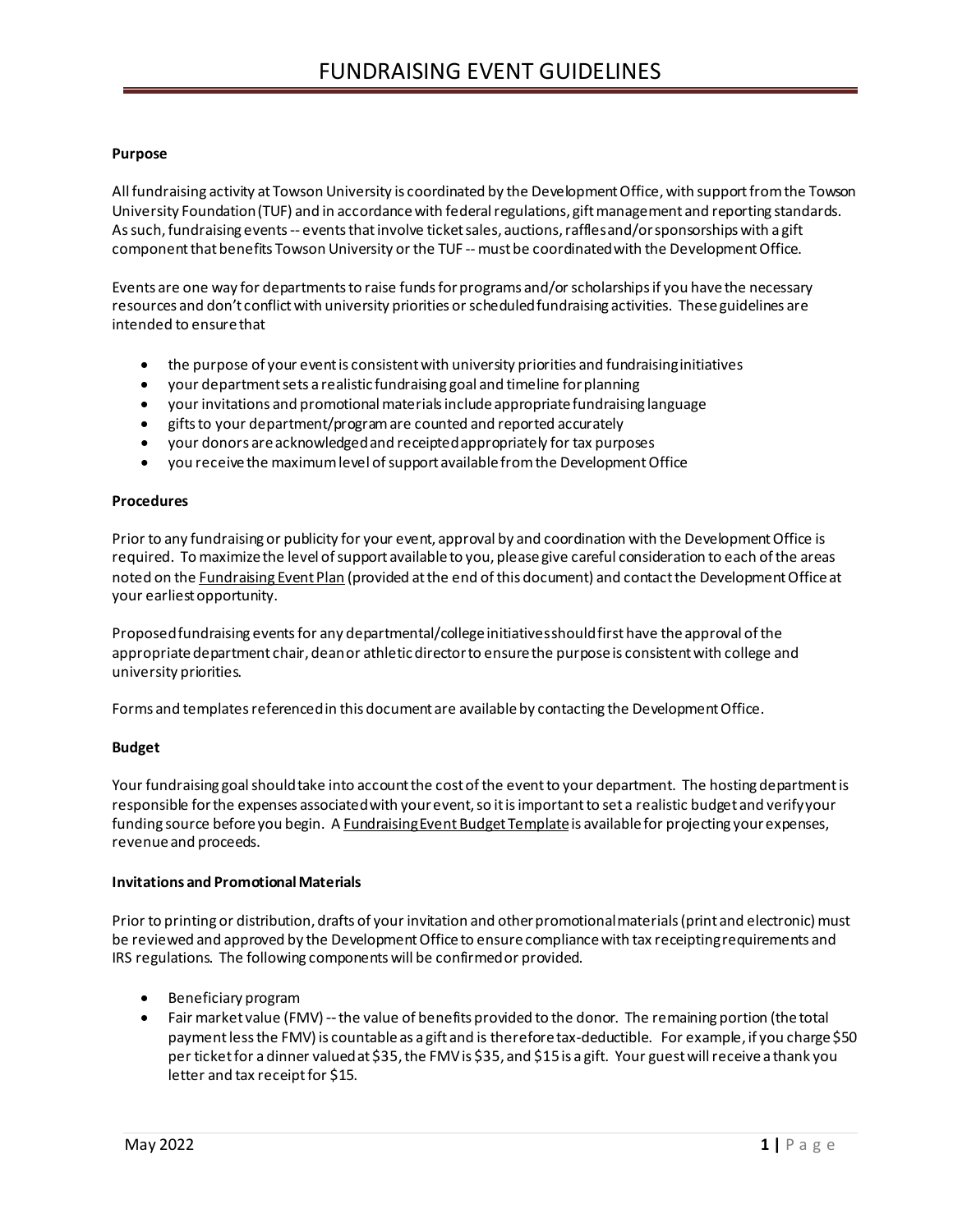# FUNDRAISING EVENT GUIDELINES

**Purpose**

All fundraising activity at Towson University is coordinated by the Development Office, with support from the Towson University Foundation (TUF) and in accordance with federal regulations, gift management and reporting standards. As such, fundraising events -- events that involve ticket sales, auctions, raffles and/or sponsorships with a gift component that benefits Towson University or the TUF -- must be coordinated with the Development Office.

Events are one way for departments to raise funds for programs and/or scholarships if you have the necessary resources and don't conflict with university priorities or scheduled fundraising activities. These guidelines are intended to ensure that

- the purpose of your event is consistent with university priorities and fundraising initiatives
- your department sets a realistic fundraising goal and timeline for planning
- your invitations and promotional materials include appropriate fundraising language
- gifts to your department/program are counted and reported accurately
- your donors are acknowledged and receipted appropriately for tax purposes
- you receive the maximum level of support available from the Development Office

**Procedures**

Prior to any fundraising or publicity for your event, approval by and coordination with the Development Office is required. To maximize the level of support available to you, please give careful consideration to each of the areas noted on the Fundraising Event Plan (provided at the end of this document) and contact the Development Office at your earliest opportunity.

Proposed fundraising events for any departmental/college initiatives should first have the approval of the appropriate department chair, dean or athletic director to ensure the purpose is consistent with college and university priorities.

Forms and templates referenced in this document are available by contacting the Development Office.

**Budget**

Your fundraising goal should take into account the cost of the event to your department. The hosting department is responsible for the expenses associated with your event, so it is important to set a realistic budget and verify your funding source before you begin. A Fundraising Event Budget Template is available for projecting your expenses, revenue and proceeds.

**Invitations and Promotional Materials**

Prior to printing or distribution, drafts of your invitation and other promotional materials (print and electronic) must be reviewed and approved by the Development Office to ensure compliance with tax receipting requirements and IRS regulations. The following components will be confirmed or provided.

- Beneficiary program
- Fair market value (FMV) -- the value of benefits provided to the donor. The remaining portion (the total payment less the FMV) is countable as a gift and is therefore tax-deductible. For example, if you charge $50 per ticket for a dinner valued at $35, the FMV is $35, and $15 is a gift. Your guest will receive a thank you letter and tax receipt for $15.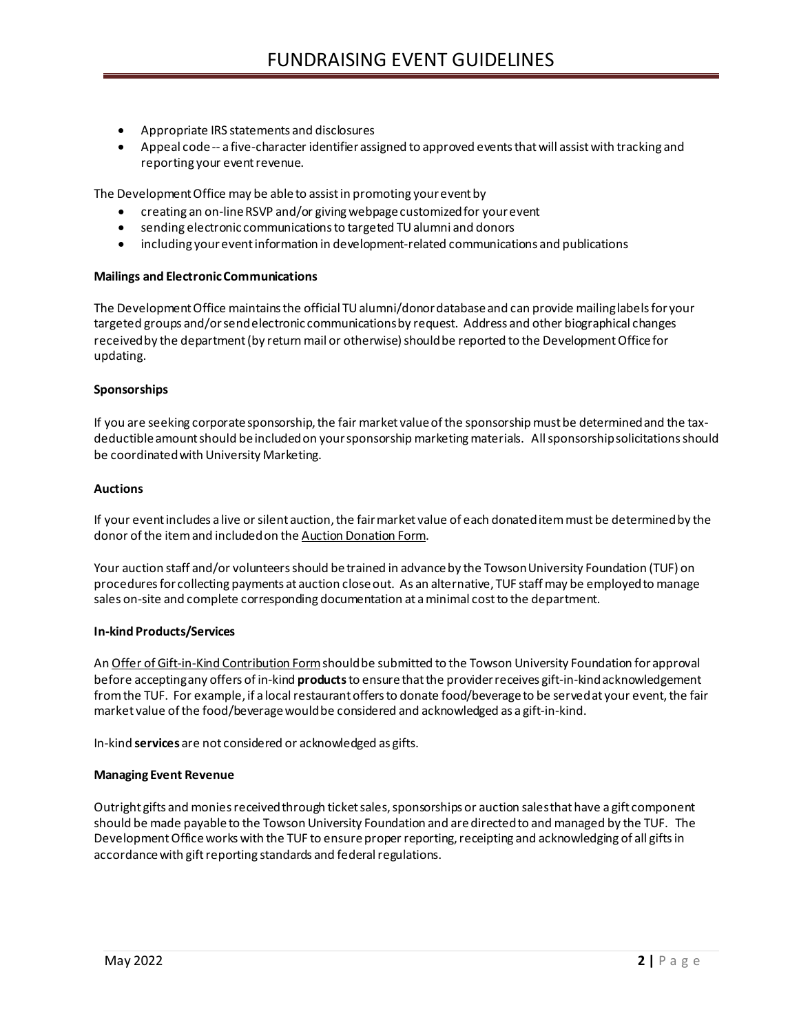- Appropriate IRS statements and disclosures
- Appeal code -- a five-character identifier assigned to approved events that will assist with tracking and reporting your event revenue.

The Development Office may be able to assist in promoting your event by

- creating an on-line RSVP and/or giving webpage customized for your event
- sending electronic communications to targeted TU alumni and donors
- including your event information in development-related communications and publications

**Mailings and Electronic Communications**

The Development Office maintains the official TU alumni/donor database and can provide mailing labels for your targeted groups and/or send electronic communications by request. Address and other biographical changes received by the department (by return mail or otherwise) should be reported to the Development Office for updating.

**Sponsorships**

If you are seeking corporate sponsorship, the fair market value of the sponsorship must be determined and the tax-deductible amount should be included on your sponsorship marketing materials. All sponsorship solicitations should be coordinated with University Marketing.

**Auctions**

If your event includes a live or silent auction, the fair market value of each donated item must be determined by the donor of the item and included on the Auction Donation Form.

Your auction staff and/or volunteers should be trained in advance by the Towson University Foundation (TUF) on procedures for collecting payments at auction close out. As an alternative, TUF staff may be employed to manage sales on-site and complete corresponding documentation at a minimal cost to the department.

**In-kind Products/Services**

An Offer of Gift-in-Kind Contribution Form should be submitted to the Towson University Foundation for approval before accepting any offers of in-kind **products** to ensure that the provider receives gift-in-kind acknowledgement from the TUF. For example, if a local restaurant offers to donate food/beverage to be served at your event, the fair market value of the food/beverage would be considered and acknowledged as a gift-in-kind.

In-kind **services** are not considered or acknowledged as gifts.

**Managing Event Revenue**

Outright gifts and monies received through ticket sales, sponsorships or auction sales that have a gift component should be made payable to the Towson University Foundation and are directed to and managed by the TUF. The Development Office works with the TUF to ensure proper reporting, receipting and acknowledging of all gifts in accordance with gift reporting standards and federal regulations.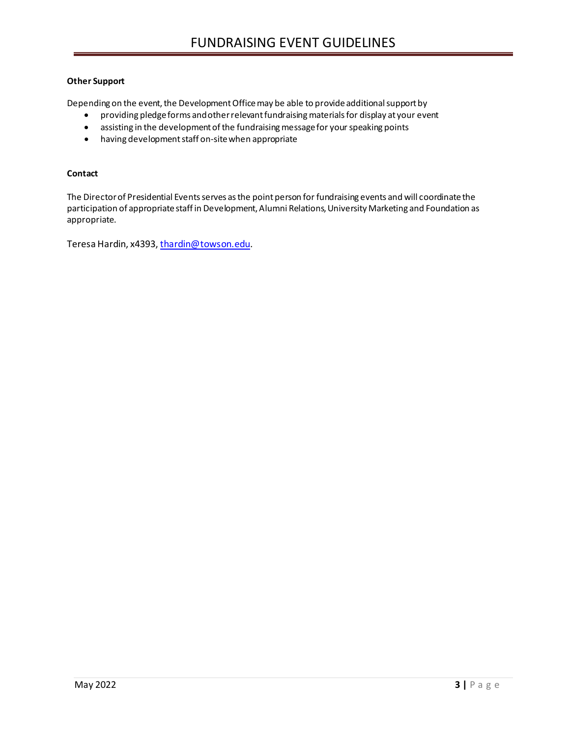**Other Support**

Depending on the event, the Development Office may be able to provide additional support by

- providing pledge forms and other relevant fundraising materials for display at your event
- assisting in the development of the fundraising message for your speaking points
- having development staff on-site when appropriate

**Contact**

The Director of Presidential Events serves as the point person for fundraising events and will coordinate the participation of appropriate staff in Development, Alumni Relations, University Marketing and Foundation as appropriate.

Teresa Hardin, x4393, thardin@towson.edu.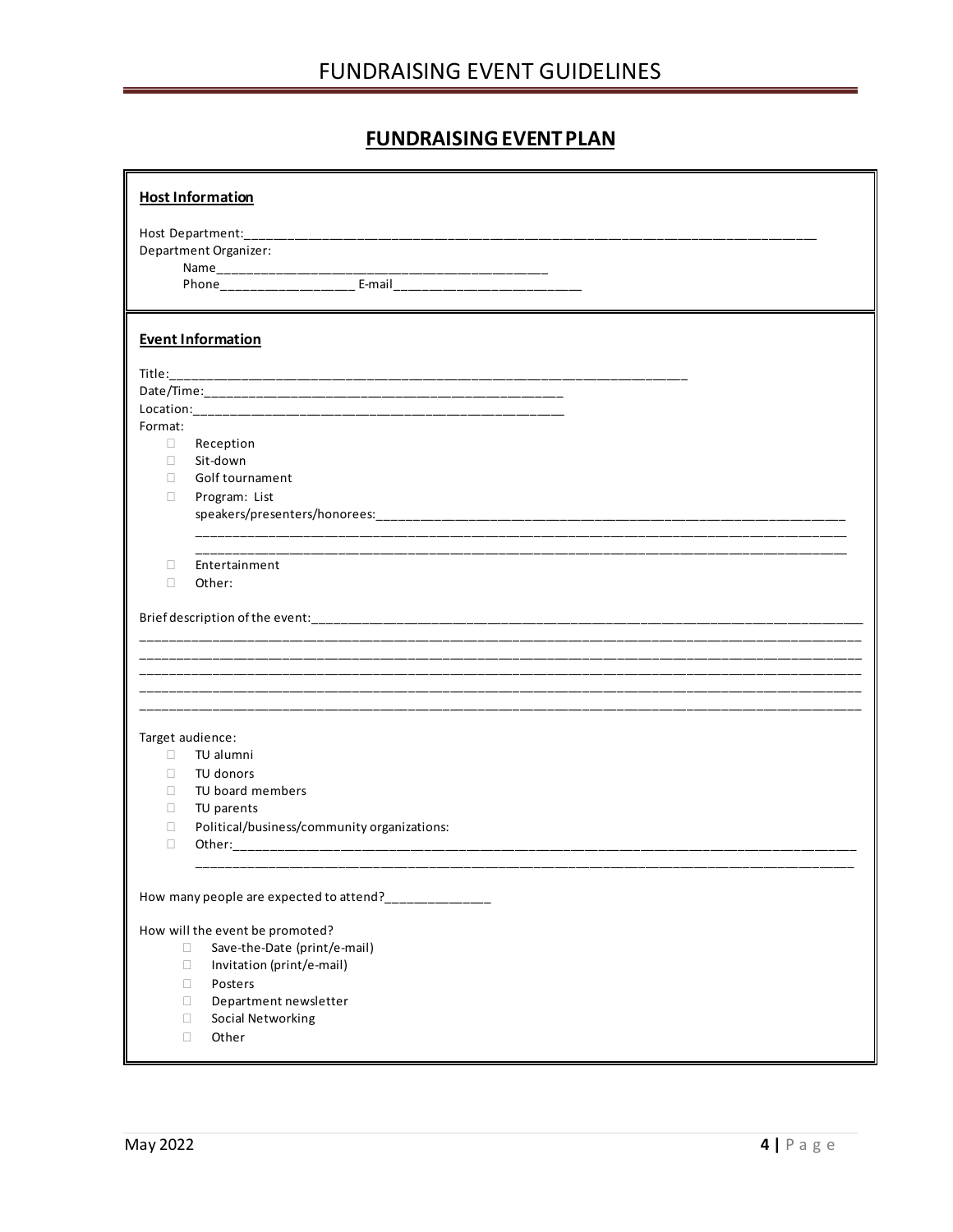## FUNDRAISING EVENT PLAN

### Host Information

Host Department:______________________________________________________________________________

Department Organizer:

Name______________________________________________

Phone___________________ E-mail__________________________

### Event Information

Title:____________________________________________________________________________

Date/Time:_____________________________________________________

Location:______________________________________________________

Format:

- ☐ Reception
- ☐ Sit-down
- ☐ Golf tournament
- ☐ Program: List speakers/presenters/honorees:_______________________________________________________________________
  _____________________________________________________________________________________________
  _____________________________________________________________________________________________
- ☐ Entertainment
- ☐ Other:

Brief description of the event:_______________________________________________________________________________
_____________________________________________________________________________________________________________
_____________________________________________________________________________________________________________
_____________________________________________________________________________________________________________
_____________________________________________________________________________________________________________
_____________________________________________________________________________________________________________

Target audience:

- ☐ TU alumni
- ☐ TU donors
- ☐ TU board members
- ☐ TU parents
- ☐ Political/business/community organizations:
- ☐ Other:_____________________________________________________________________________________________
  _____________________________________________________________________________________________________

How many people are expected to attend?_______________

How will the event be promoted?

- ☐ Save-the-Date (print/e-mail)
- ☐ Invitation (print/e-mail)
- ☐ Posters
- ☐ Department newsletter
- ☐ Social Networking
- ☐ Other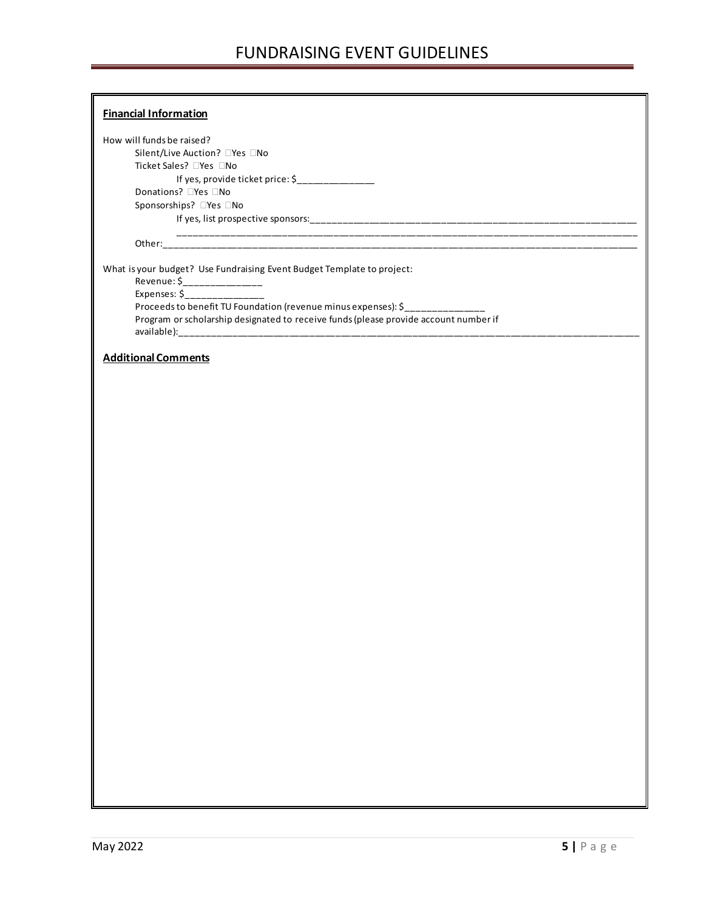**Financial Information**

How will funds be raised?

Silent/Live Auction? ☐Yes ☐No

Ticket Sales? ☐Yes ☐No

If yes, provide ticket price: $_______________

Donations? ☐Yes ☐No

Sponsorships? ☐Yes ☐No

If yes, list prospective sponsors:_______________________________________________________________

_______________________________________________________________________________________

Other:__________________________________________________________________________________

What is your budget? Use Fundraising Event Budget Template to project:

Revenue: $_______________

Expenses: $_______________

Proceeds to benefit TU Foundation (revenue minus expenses): $_______________

Program or scholarship designated to receive funds (please provide account number if available):_______________________________________________________________________________

**Additional Comments**